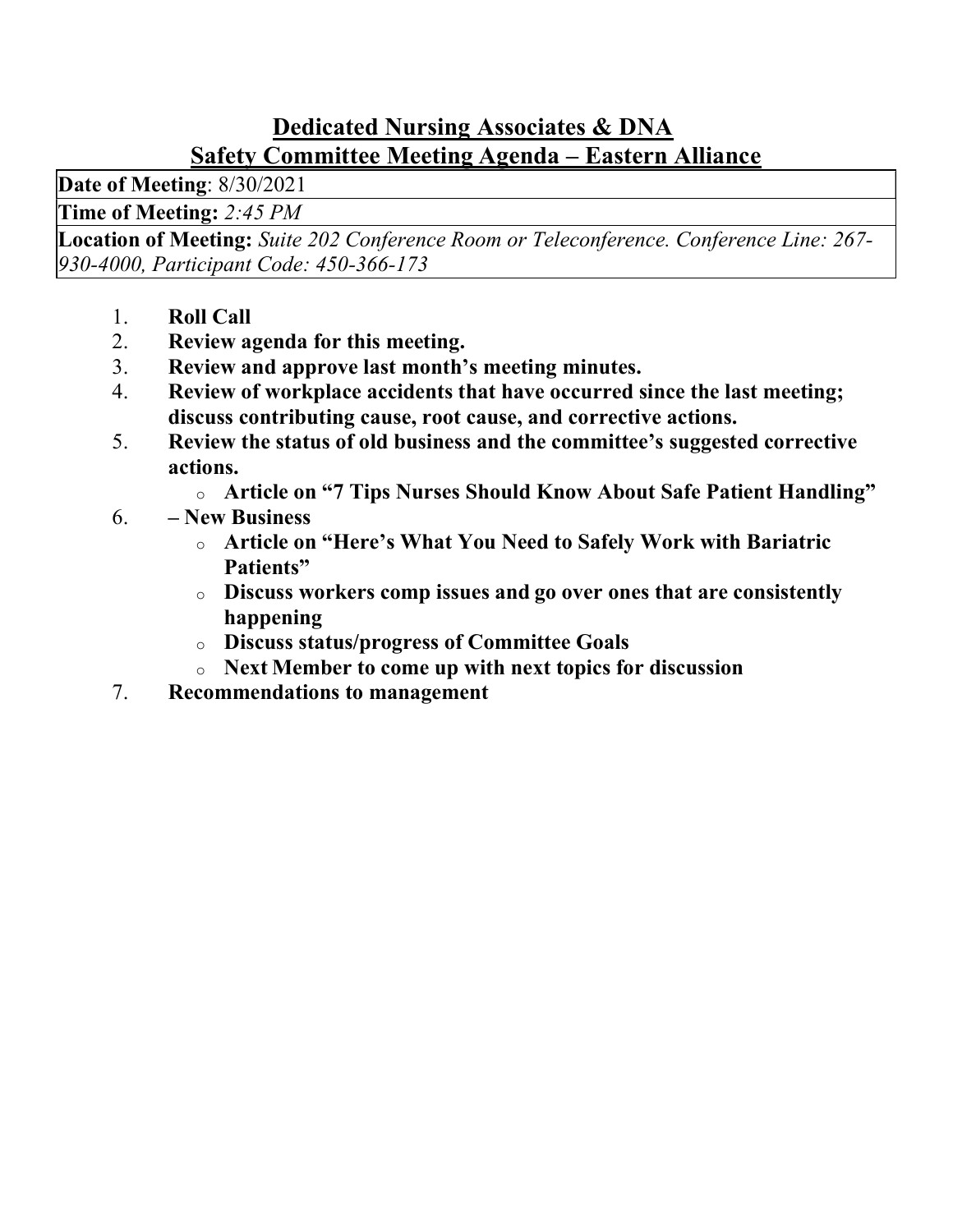# Dedicated Nursing Associates & DNA

## Safety Committee Meeting Agenda – Eastern Alliance

| **Date of Meeting**: 8/30/2021 |
|---|
| **Time of Meeting:** *2:45 PM* |
| **Location of Meeting:** *Suite 202 Conference Room or Teleconference. Conference Line: 267-930-4000, Participant Code: 450-366-173* |

1. **Roll Call**
2. **Review agenda for this meeting.**
3. **Review and approve last month's meeting minutes.**
4. **Review of workplace accidents that have occurred since the last meeting; discuss contributing cause, root cause, and corrective actions.**
5. **Review the status of old business and the committee's suggested corrective actions.**
   - **Article on "7 Tips Nurses Should Know About Safe Patient Handling"**
6. **– New Business**
   - **Article on "Here's What You Need to Safely Work with Bariatric Patients"**
   - **Discuss workers comp issues and go over ones that are consistently happening**
   - **Discuss status/progress of Committee Goals**
   - **Next Member to come up with next topics for discussion**
7. **Recommendations to management**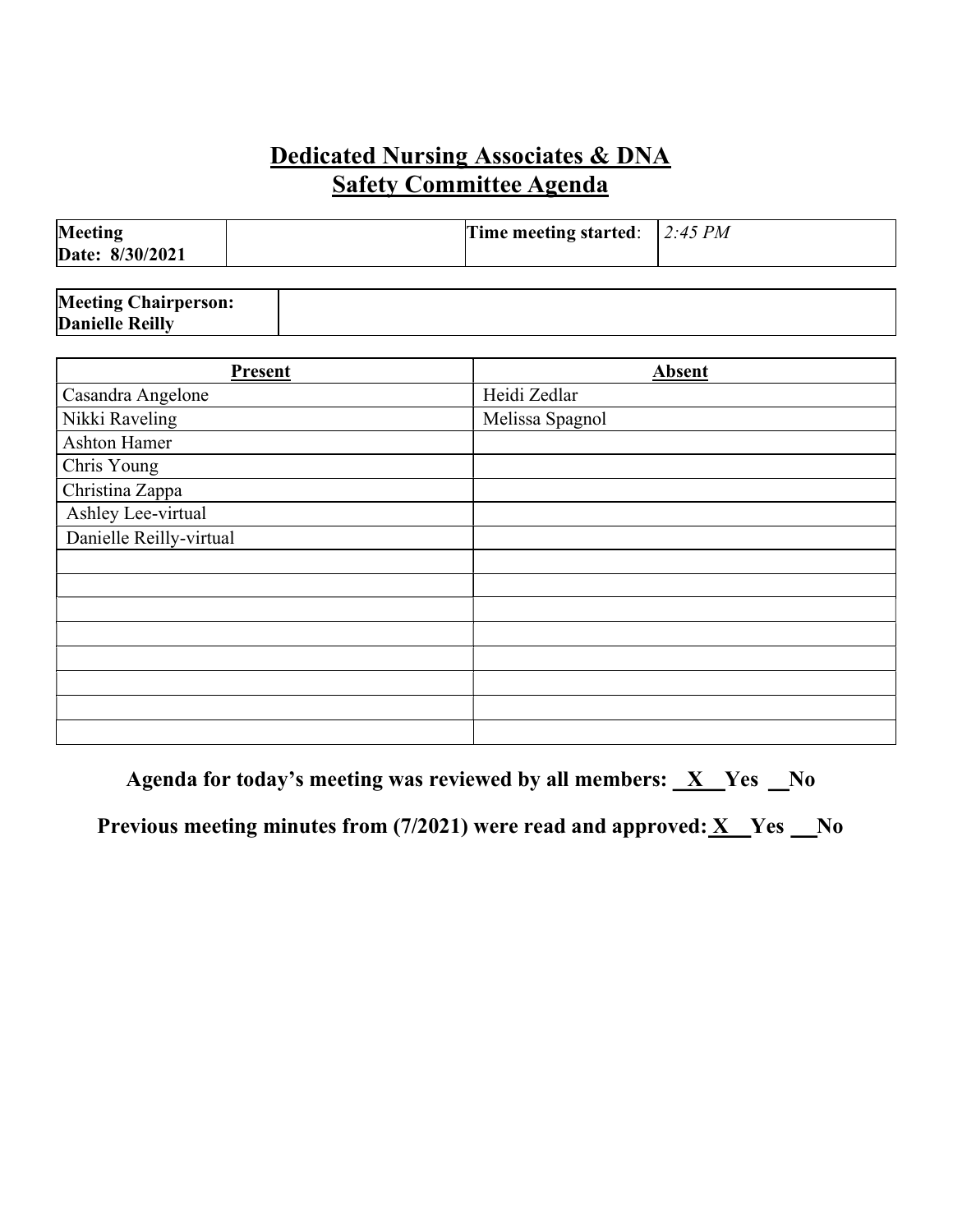# Dedicated Nursing Associates & DNA
## Safety Committee Agenda

| **Meeting Date: 8/30/2021** | | **Time meeting started**: | *2:45 PM* |
|---|---|---|---|

| **Meeting Chairperson: Danielle Reilly** | |
|---|---|

| Present | Absent |
|---|---|
| Casandra Angelone | Heidi Zedlar |
| Nikki Raveling | Melissa Spagnol |
| Ashton Hamer | |
| Chris Young | |
| Christina Zappa | |
| Ashley Lee-virtual | |
| Danielle Reilly-virtual | |
| | |
| | |
| | |
| | |
| | |
| | |
| | |
| | |

**Agenda for today's meeting was reviewed by all members: __X__ Yes __ No**

**Previous meeting minutes from (7/2021) were read and approved: __X__ Yes __ No**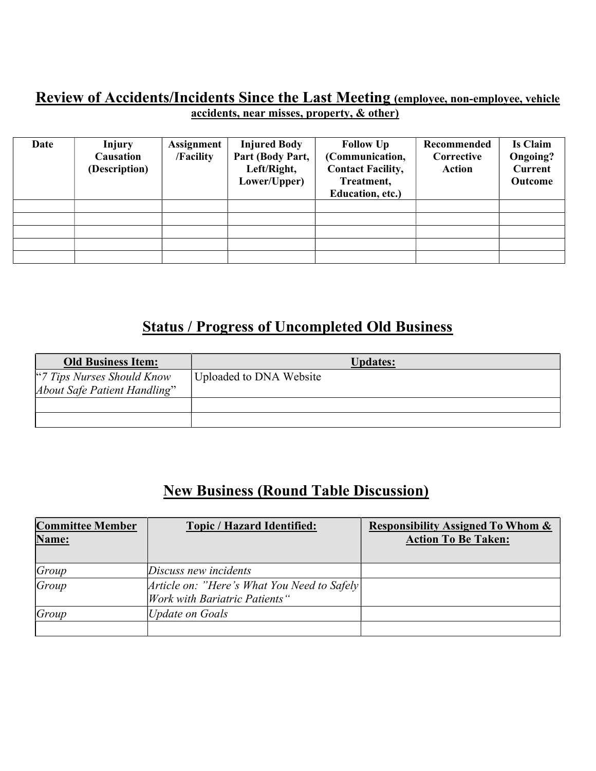## Review of Accidents/Incidents Since the Last Meeting (employee, non-employee, vehicle accidents, near misses, property, & other)

| Date | Injury Causation (Description) | Assignment /Facility | Injured Body Part (Body Part, Left/Right, Lower/Upper) | Follow Up (Communication, Contact Facility, Treatment, Education, etc.) | Recommended Corrective Action | Is Claim Ongoing? Current Outcome |
|---|---|---|---|---|---|---|
| | | | | | | |
| | | | | | | |
| | | | | | | |
| | | | | | | |
| | | | | | | |

## Status / Progress of Uncompleted Old Business

| Old Business Item: | Updates: |
|---|---|
| "*7 Tips Nurses Should Know About Safe Patient Handling*" | Uploaded to DNA Website |
| | |
| | |

## New Business (Round Table Discussion)

| Committee Member Name: | Topic / Hazard Identified: | Responsibility Assigned To Whom & Action To Be Taken: |
|---|---|---|
| *Group* | *Discuss new incidents* | |
| *Group* | *Article on: "Here's What You Need to Safely Work with Bariatric Patients"* | |
| *Group* | *Update on Goals* | |
| | | |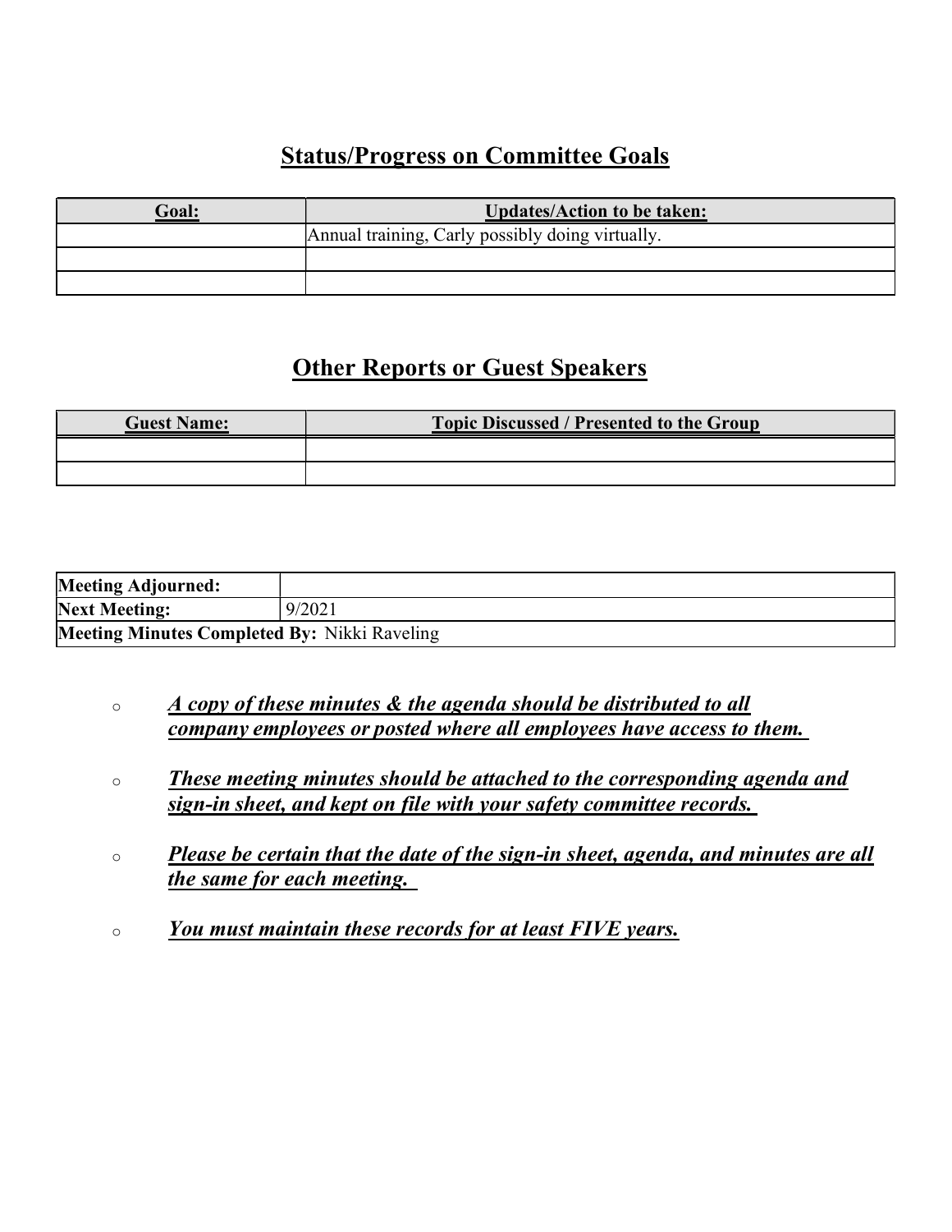## Status/Progress on Committee Goals

| Goal: | Updates/Action to be taken: |
|---|---|
| | Annual training, Carly possibly doing virtually. |
| | |
| | |

## Other Reports or Guest Speakers

| Guest Name: | Topic Discussed / Presented to the Group |
|---|---|
| | |
| | |

| | |
|---|---|
| **Meeting Adjourned:** | |
| **Next Meeting:** | 9/2021 |
| **Meeting Minutes Completed By:** Nikki Raveling | |

- ***A copy of these minutes & the agenda should be distributed to all company employees or posted where all employees have access to them.***
- ***These meeting minutes should be attached to the corresponding agenda and sign-in sheet, and kept on file with your safety committee records.***
- ***Please be certain that the date of the sign-in sheet, agenda, and minutes are all the same for each meeting.***
- ***You must maintain these records for at least FIVE years.***